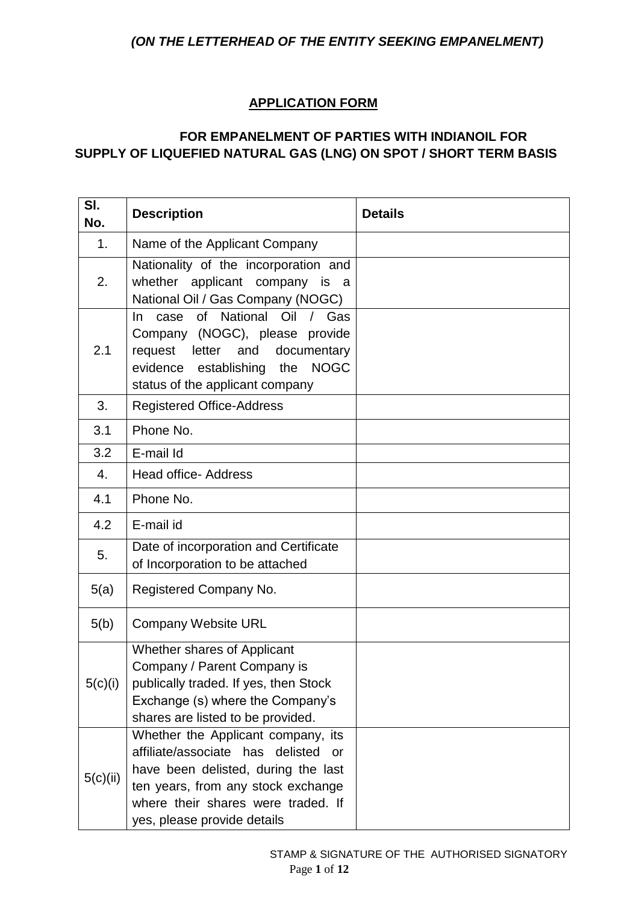*(ON THE LETTERHEAD OF THE ENTITY SEEKING EMPANELMENT)*

## APPLICATION FORM

### FOR EMPANELMENT OF PARTIES WITH INDIANOIL FOR SUPPLY OF LIQUEFIED NATURAL GAS (LNG) ON SPOT / SHORT TERM BASIS

| Sl. No. | Description | Details |
|---|---|---|
| 1. | Name of the Applicant Company | |
| 2. | Nationality of the incorporation and whether applicant company is a National Oil / Gas Company (NOGC) | |
| 2.1 | In case of National Oil / Gas Company (NOGC), please provide request letter and documentary evidence establishing the NOGC status of the applicant company | |
| 3. | Registered Office-Address | |
| 3.1 | Phone No. | |
| 3.2 | E-mail Id | |
| 4. | Head office- Address | |
| 4.1 | Phone No. | |
| 4.2 | E-mail id | |
| 5. | Date of incorporation and Certificate of Incorporation to be attached | |
| 5(a) | Registered Company No. | |
| 5(b) | Company Website URL | |
| 5(c)(i) | Whether shares of Applicant Company / Parent Company is publically traded. If yes, then Stock Exchange (s) where the Company's shares are listed to be provided. | |
| 5(c)(ii) | Whether the Applicant company, its affiliate/associate has delisted or have been delisted, during the last ten years, from any stock exchange where their shares were traded. If yes, please provide details | |

STAMP & SIGNATURE OF THE AUTHORISED SIGNATORY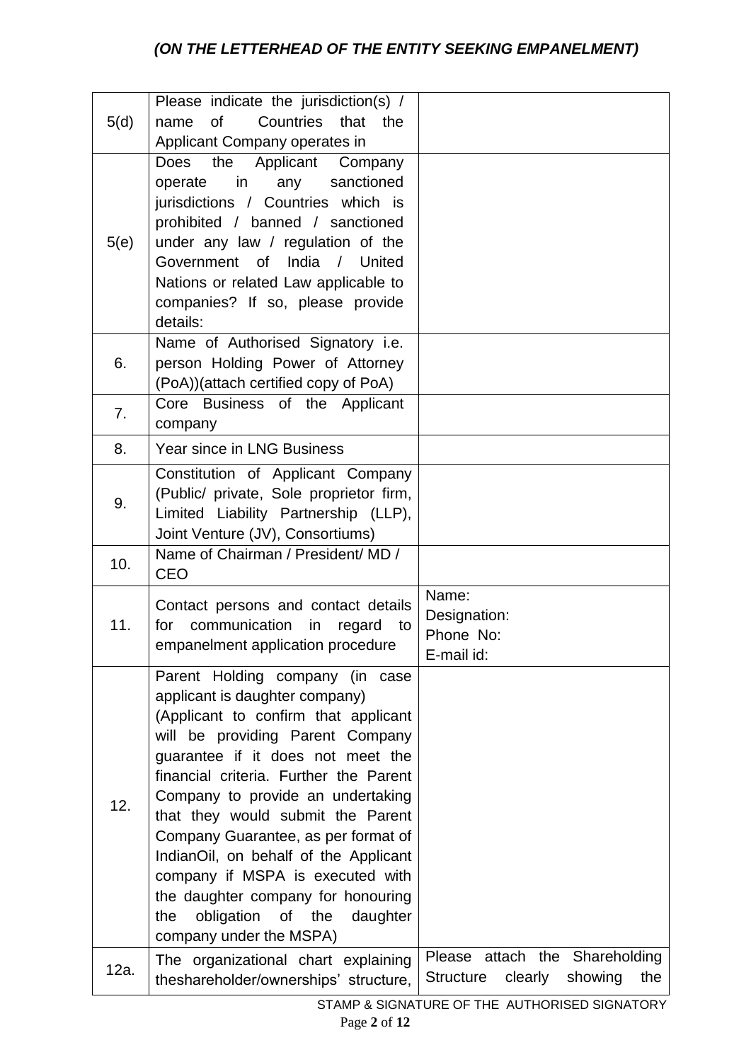*(ON THE LETTERHEAD OF THE ENTITY SEEKING EMPANELMENT)*

| | | |
|---|---|---|
| 5(d) | Please indicate the jurisdiction(s) / name of Countries that the Applicant Company operates in | |
| 5(e) | Does the Applicant Company operate in any sanctioned jurisdictions / Countries which is prohibited / banned / sanctioned under any law / regulation of the Government of India / United Nations or related Law applicable to companies? If so, please provide details: | |
| 6. | Name of Authorised Signatory i.e. person Holding Power of Attorney (PoA))(attach certified copy of PoA) | |
| 7. | Core Business of the Applicant company | |
| 8. | Year since in LNG Business | |
| 9. | Constitution of Applicant Company (Public/ private, Sole proprietor firm, Limited Liability Partnership (LLP), Joint Venture (JV), Consortiums) | |
| 10. | Name of Chairman / President/ MD / CEO | |
| 11. | Contact persons and contact details for communication in regard to empanelment application procedure | Name:<br>Designation:<br>Phone No:<br>E-mail id: |
| 12. | Parent Holding company (in case applicant is daughter company)<br>(Applicant to confirm that applicant will be providing Parent Company guarantee if it does not meet the financial criteria. Further the Parent Company to provide an undertaking that they would submit the Parent Company Guarantee, as per format of IndianOil, on behalf of the Applicant company if MSPA is executed with the daughter company for honouring the obligation of the daughter company under the MSPA) | |
| 12a. | The organizational chart explaining theshareholder/ownerships' structure, | Please attach the Shareholding Structure clearly showing the |

STAMP & SIGNATURE OF THE AUTHORISED SIGNATORY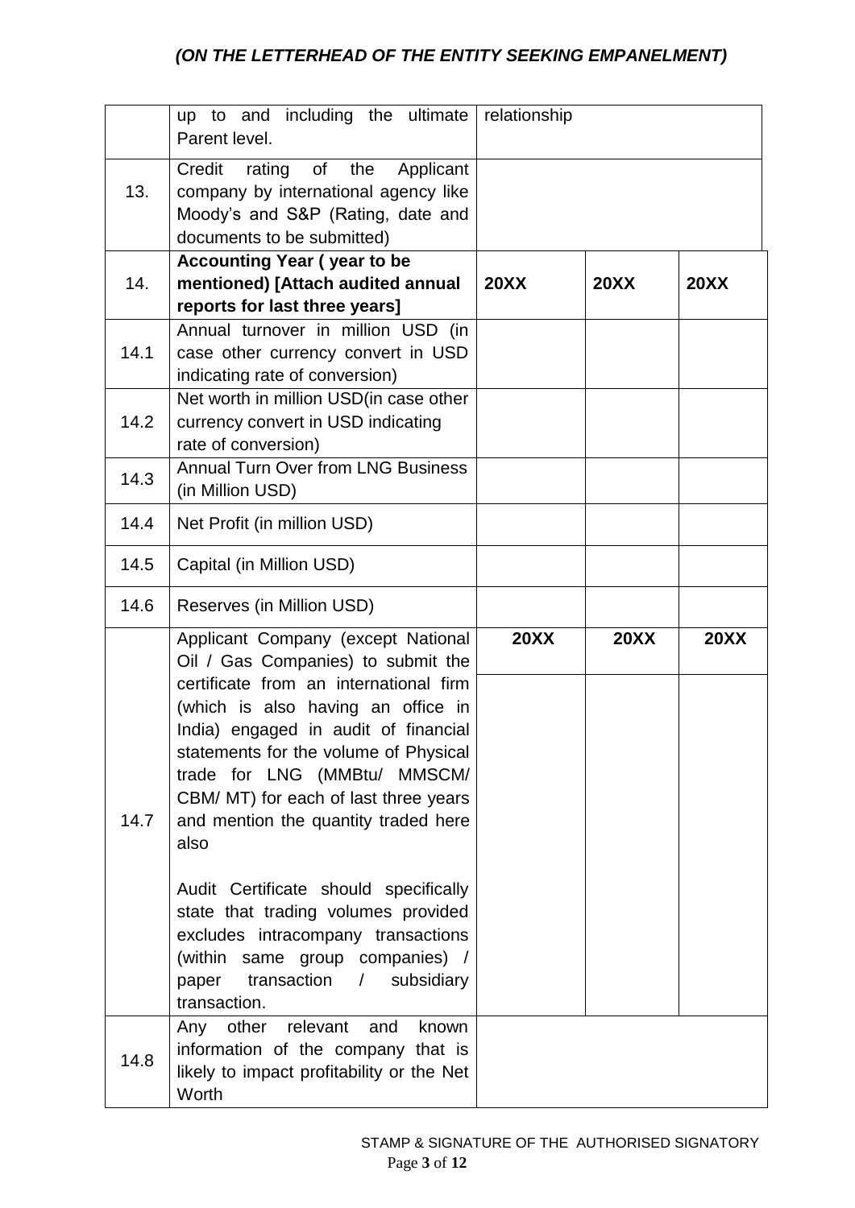*(ON THE LETTERHEAD OF THE ENTITY SEEKING EMPANELMENT)*

| | | | | |
|---|---|---|---|---|
| | up to and including the ultimate Parent level. | relationship | | |
| 13. | Credit rating of the Applicant company by international agency like Moody's and S&P (Rating, date and documents to be submitted) | | | |
| 14. | **Accounting Year ( year to be mentioned) [Attach audited annual reports for last three years]** | **20XX** | **20XX** | **20XX** |
| 14.1 | Annual turnover in million USD (in case other currency convert in USD indicating rate of conversion) | | | |
| 14.2 | Net worth in million USD(in case other currency convert in USD indicating rate of conversion) | | | |
| 14.3 | Annual Turn Over from LNG Business (in Million USD) | | | |
| 14.4 | Net Profit (in million USD) | | | |
| 14.5 | Capital (in Million USD) | | | |
| 14.6 | Reserves (in Million USD) | | | |
| 14.7 | Applicant Company (except National Oil / Gas Companies) to submit the certificate from an international firm (which is also having an office in India) engaged in audit of financial statements for the volume of Physical trade for LNG (MMBtu/ MMSCM/ CBM/ MT) for each of last three years and mention the quantity traded here also<br><br>Audit Certificate should specifically state that trading volumes provided excludes intracompany transactions (within same group companies) / paper transaction / subsidiary transaction. | **20XX** | **20XX** | **20XX** |
| 14.8 | Any other relevant and known information of the company that is likely to impact profitability or the Net Worth | | | |

STAMP & SIGNATURE OF THE AUTHORISED SIGNATORY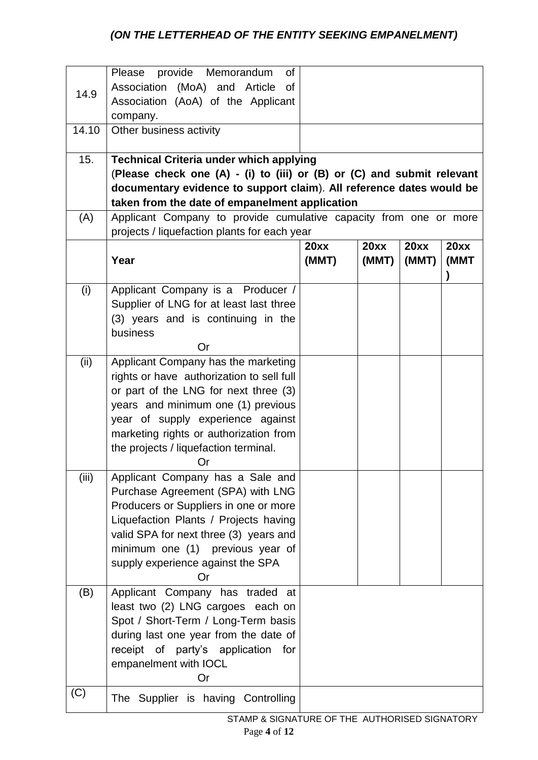*(ON THE LETTERHEAD OF THE ENTITY SEEKING EMPANELMENT)*

| | | | | | |
|---|---|---|---|---|---|
| 14.9 | Please provide Memorandum of Association (MoA) and Article of Association (AoA) of the Applicant company. | | | | |
| 14.10 | Other business activity | | | | |
| 15. | **Technical Criteria under which applying** (**Please check one (A) - (i) to (iii) or (B) or (C) and submit relevant documentary evidence to support claim**). **All reference dates would be taken from the date of empanelment application** | | | | |
| (A) | Applicant Company to provide cumulative capacity from one or more projects / liquefaction plants for each year | | | | |
| | **Year** | **20xx (MMT)** | **20xx (MMT)** | **20xx (MMT)** | **20xx (MMT)** |
| (i) | Applicant Company is a Producer / Supplier of LNG for at least last three (3) years and is continuing in the business<br>Or | | | | |
| (ii) | Applicant Company has the marketing rights or have authorization to sell full or part of the LNG for next three (3) years and minimum one (1) previous year of supply experience against marketing rights or authorization from the projects / liquefaction terminal.<br>Or | | | | |
| (iii) | Applicant Company has a Sale and Purchase Agreement (SPA) with LNG Producers or Suppliers in one or more Liquefaction Plants / Projects having valid SPA for next three (3) years and minimum one (1) previous year of supply experience against the SPA<br>Or | | | | |
| (B) | Applicant Company has traded at least two (2) LNG cargoes each on Spot / Short-Term / Long-Term basis during last one year from the date of receipt of party's application for empanelment with IOCL<br>Or | | | | |
| (C) | The Supplier is having Controlling | | | | |

STAMP & SIGNATURE OF THE AUTHORISED SIGNATORY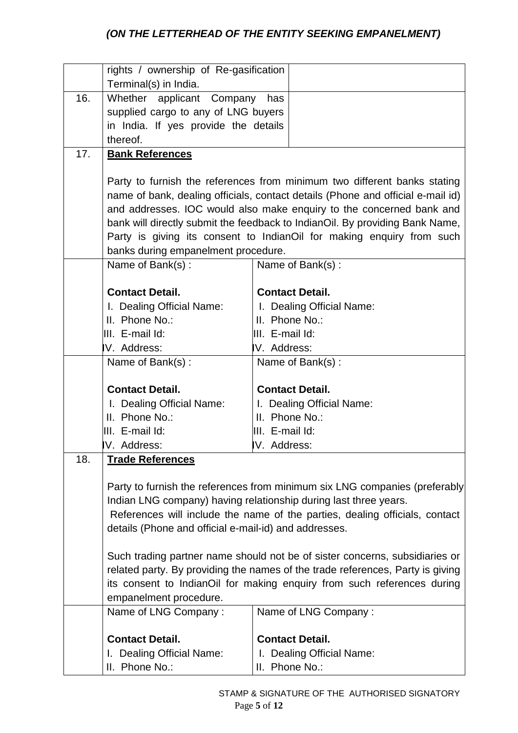*(ON THE LETTERHEAD OF THE ENTITY SEEKING EMPANELMENT)*

| | | |
|---|---|---|
| | rights / ownership of Re-gasification Terminal(s) in India. | |
| 16. | Whether applicant Company has supplied cargo to any of LNG buyers in India. If yes provide the details thereof. | |
| 17. | **Bank References**<br><br>Party to furnish the references from minimum two different banks stating name of bank, dealing officials, contact details (Phone and official e-mail id) and addresses. IOC would also make enquiry to the concerned bank and bank will directly submit the feedback to IndianOil. By providing Bank Name, Party is giving its consent to IndianOil for making enquiry from such banks during empanelment procedure. | |
| | Name of Bank(s) :<br><br>**Contact Detail.**<br>I. Dealing Official Name:<br>II. Phone No.:<br>III. E-mail Id:<br>IV. Address: | Name of Bank(s) :<br><br>**Contact Detail.**<br>I. Dealing Official Name:<br>II. Phone No.:<br>III. E-mail Id:<br>IV. Address: |
| | Name of Bank(s) :<br><br>**Contact Detail.**<br>I. Dealing Official Name:<br>II. Phone No.:<br>III. E-mail Id:<br>IV. Address: | Name of Bank(s) :<br><br>**Contact Detail.**<br>I. Dealing Official Name:<br>II. Phone No.:<br>III. E-mail Id:<br>IV. Address: |
| 18. | **Trade References**<br><br>Party to furnish the references from minimum six LNG companies (preferably Indian LNG company) having relationship during last three years.<br>References will include the name of the parties, dealing officials, contact details (Phone and official e-mail-id) and addresses.<br><br>Such trading partner name should not be of sister concerns, subsidiaries or related party. By providing the names of the trade references, Party is giving its consent to IndianOil for making enquiry from such references during empanelment procedure. | |
| | Name of LNG Company :<br><br>**Contact Detail.**<br>I. Dealing Official Name:<br>II. Phone No.: | Name of LNG Company :<br><br>**Contact Detail.**<br>I. Dealing Official Name:<br>II. Phone No.: |

STAMP & SIGNATURE OF THE AUTHORISED SIGNATORY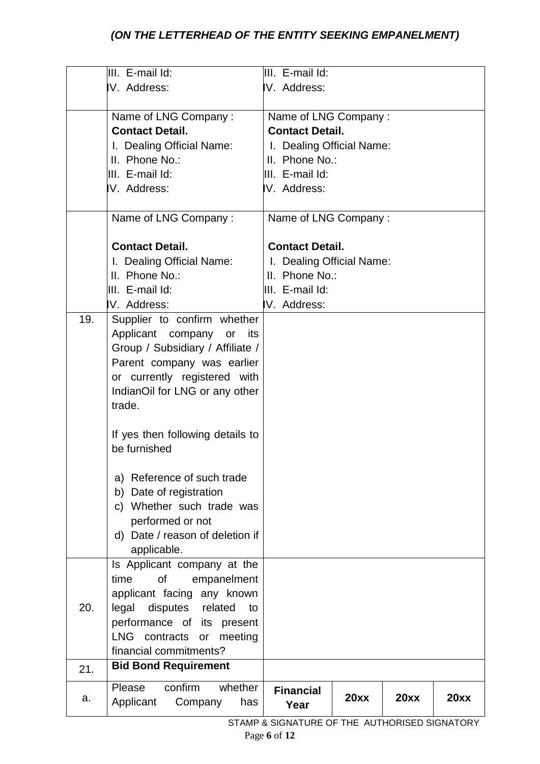*(ON THE LETTERHEAD OF THE ENTITY SEEKING EMPANELMENT)*

| | | | | | |
|---|---|---|---|---|---|
| | III. E-mail Id:<br>IV. Address: | III. E-mail Id:<br>IV. Address: | | | |
| | Name of LNG Company :<br>**Contact Detail.**<br>I. Dealing Official Name:<br>II. Phone No.:<br>III. E-mail Id:<br>IV. Address: | Name of LNG Company :<br>**Contact Detail.**<br>I. Dealing Official Name:<br>II. Phone No.:<br>III. E-mail Id:<br>IV. Address: | | | |
| | Name of LNG Company :<br><br>**Contact Detail.**<br>I. Dealing Official Name:<br>II. Phone No.:<br>III. E-mail Id:<br>IV. Address: | Name of LNG Company :<br><br>**Contact Detail.**<br>I. Dealing Official Name:<br>II. Phone No.:<br>III. E-mail Id:<br>IV. Address: | | | |
| 19. | Supplier to confirm whether Applicant company or its Group / Subsidiary / Affiliate / Parent company was earlier or currently registered with IndianOil for LNG or any other trade.<br><br>If yes then following details to be furnished<br><br>a) Reference of such trade<br>b) Date of registration<br>c) Whether such trade was performed or not<br>d) Date / reason of deletion if applicable. | | | | |
| 20. | Is Applicant company at the time of empanelment applicant facing any known legal disputes related to performance of its present LNG contracts or meeting financial commitments? | | | | |
| 21. | **Bid Bond Requirement** | | | | |
| a. | Please confirm whether Applicant Company has | **Financial Year** | **20xx** | **20xx** | **20xx** |

STAMP & SIGNATURE OF THE AUTHORISED SIGNATORY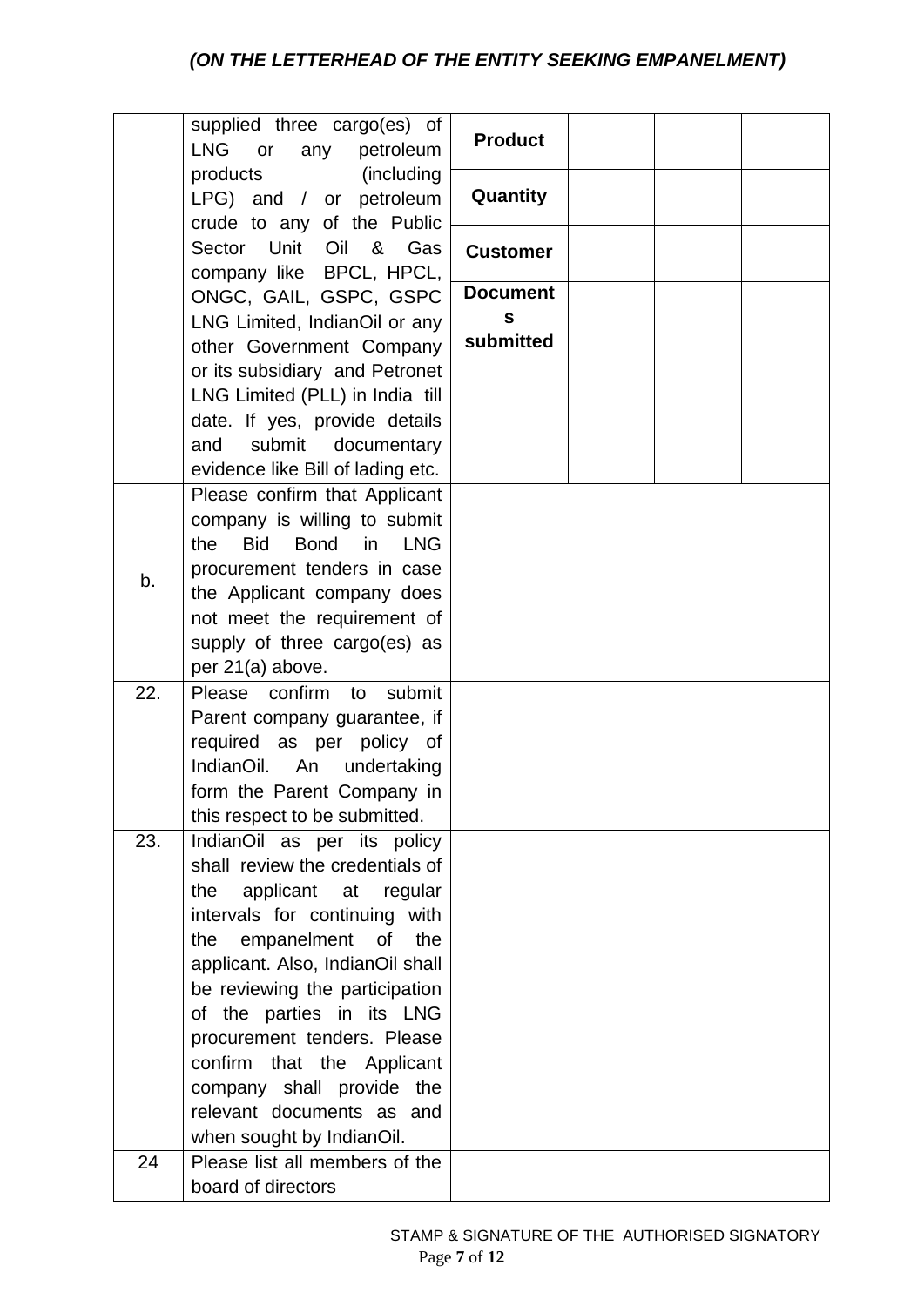*(ON THE LETTERHEAD OF THE ENTITY SEEKING EMPANELMENT)*

| | | | | | |
|---|---|---|---|---|---|
| | supplied three cargo(es) of LNG or any petroleum products (including LPG) and / or petroleum crude to any of the Public Sector Unit Oil & Gas company like BPCL, HPCL, ONGC, GAIL, GSPC, GSPC LNG Limited, IndianOil or any other Government Company or its subsidiary and Petronet LNG Limited (PLL) in India till date. If yes, provide details and submit documentary evidence like Bill of lading etc. | **Product** | | | |
| | | **Quantity** | | | |
| | | **Customer** | | | |
| | | **Documents submitted** | | | |
| b. | Please confirm that Applicant company is willing to submit the Bid Bond in LNG procurement tenders in case the Applicant company does not meet the requirement of supply of three cargo(es) as per 21(a) above. | | | | |
| 22. | Please confirm to submit Parent company guarantee, if required as per policy of IndianOil. An undertaking form the Parent Company in this respect to be submitted. | | | | |
| 23. | IndianOil as per its policy shall review the credentials of the applicant at regular intervals for continuing with the empanelment of the applicant. Also, IndianOil shall be reviewing the participation of the parties in its LNG procurement tenders. Please confirm that the Applicant company shall provide the relevant documents as and when sought by IndianOil. | | | | |
| 24 | Please list all members of the board of directors | | | | |

STAMP & SIGNATURE OF THE AUTHORISED SIGNATORY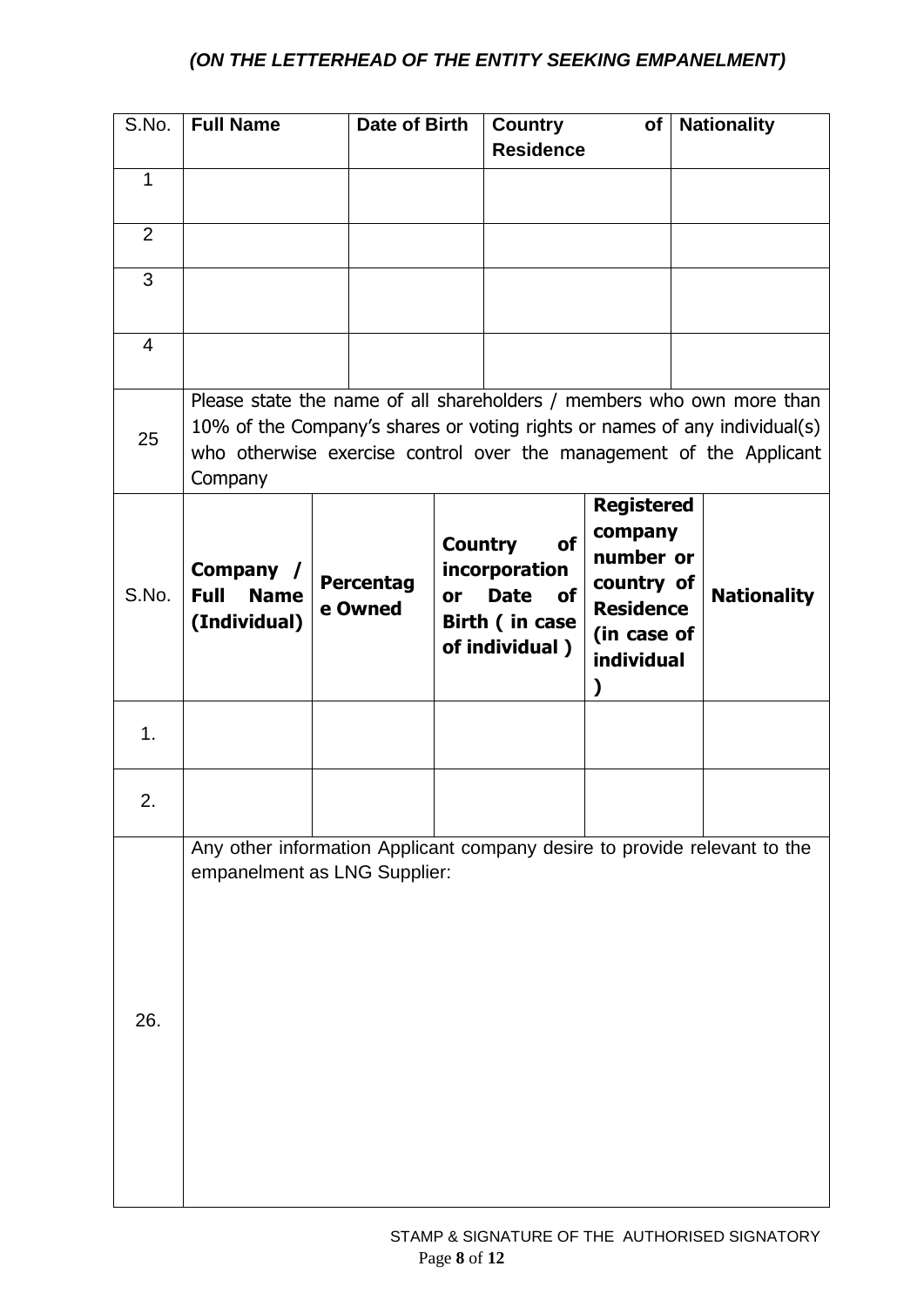*(ON THE LETTERHEAD OF THE ENTITY SEEKING EMPANELMENT)*

| S.No. | Full Name | Date of Birth | Country of Residence | Nationality |
|---|---|---|---|---|
| 1 | | | | |
| 2 | | | | |
| 3 | | | | |
| 4 | | | | |

| S.No. | | | | | |
|---|---|---|---|---|---|
| 25 | Please state the name of all shareholders / members who own more than 10% of the Company's shares or voting rights or names of any individual(s) who otherwise exercise control over the management of the Applicant Company | | | | |
| S.No. | **Company / Full Name (Individual)** | **Percentage Owned** | **Country of incorporation or Date of Birth ( in case of individual )** | **Registered company number or country of Residence (in case of individual )** | **Nationality** |
| 1. | | | | | |
| 2. | | | | | |
| 26. | Any other information Applicant company desire to provide relevant to the empanelment as LNG Supplier: | | | | |

STAMP & SIGNATURE OF THE AUTHORISED SIGNATORY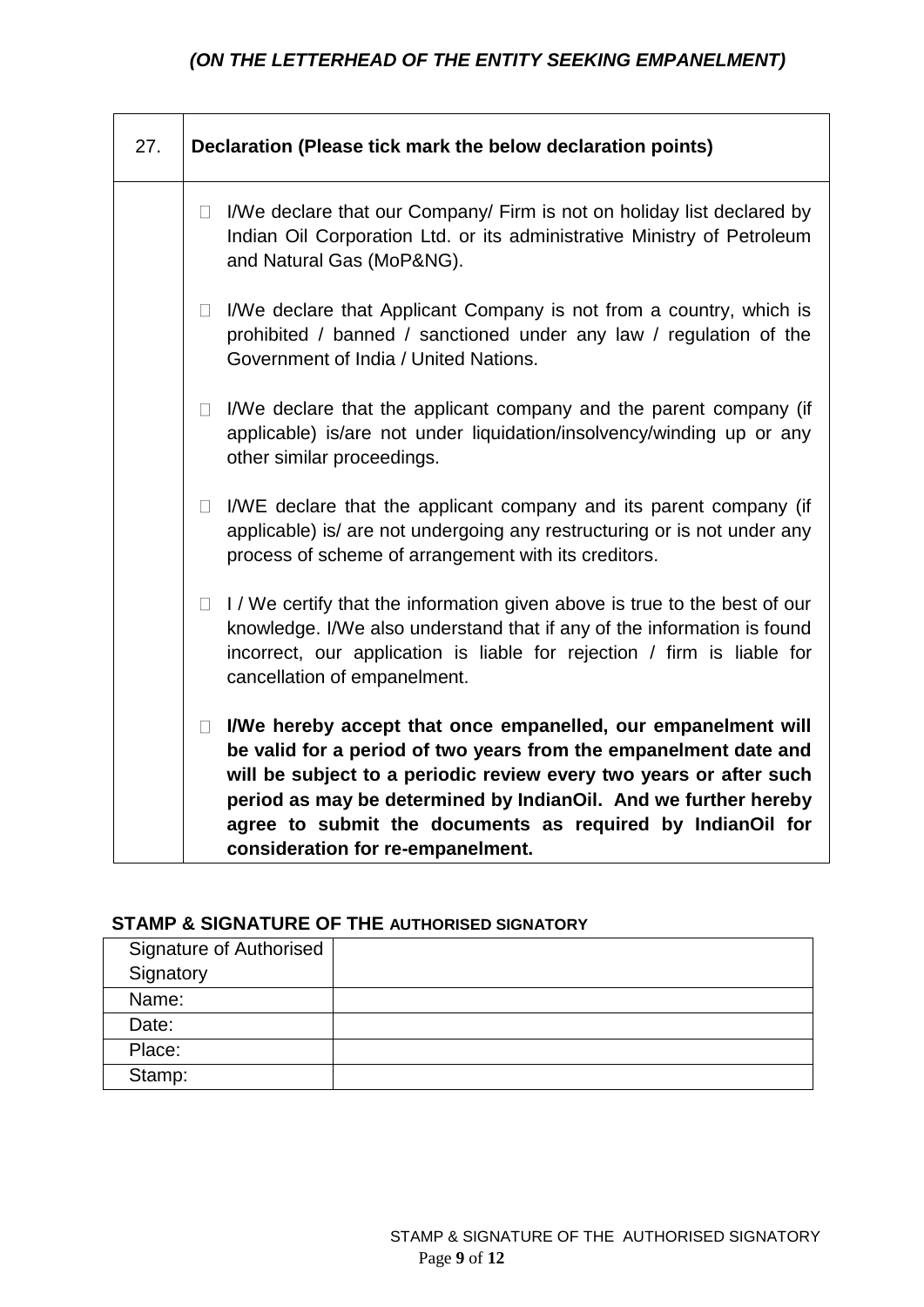*(ON THE LETTERHEAD OF THE ENTITY SEEKING EMPANELMENT)*

| 27. | **Declaration (Please tick mark the below declaration points)** |
|---|---|
| | ☐ I/We declare that our Company/ Firm is not on holiday list declared by Indian Oil Corporation Ltd. or its administrative Ministry of Petroleum and Natural Gas (MoP&NG).<br><br>☐ I/We declare that Applicant Company is not from a country, which is prohibited / banned / sanctioned under any law / regulation of the Government of India / United Nations.<br><br>☐ I/We declare that the applicant company and the parent company (if applicable) is/are not under liquidation/insolvency/winding up or any other similar proceedings.<br><br>☐ I/WE declare that the applicant company and its parent company (if applicable) is/ are not undergoing any restructuring or is not under any process of scheme of arrangement with its creditors.<br><br>☐ I / We certify that the information given above is true to the best of our knowledge. I/We also understand that if any of the information is found incorrect, our application is liable for rejection / firm is liable for cancellation of empanelment.<br><br>☐ **I/We hereby accept that once empanelled, our empanelment will be valid for a period of two years from the empanelment date and will be subject to a periodic review every two years or after such period as may be determined by IndianOil. And we further hereby agree to submit the documents as required by IndianOil for consideration for re-empanelment.** |

**STAMP & SIGNATURE OF THE AUTHORISED SIGNATORY**

| Signature of Authorised Signatory | |
|---|---|
| Name: | |
| Date: | |
| Place: | |
| Stamp: | |

STAMP & SIGNATURE OF THE AUTHORISED SIGNATORY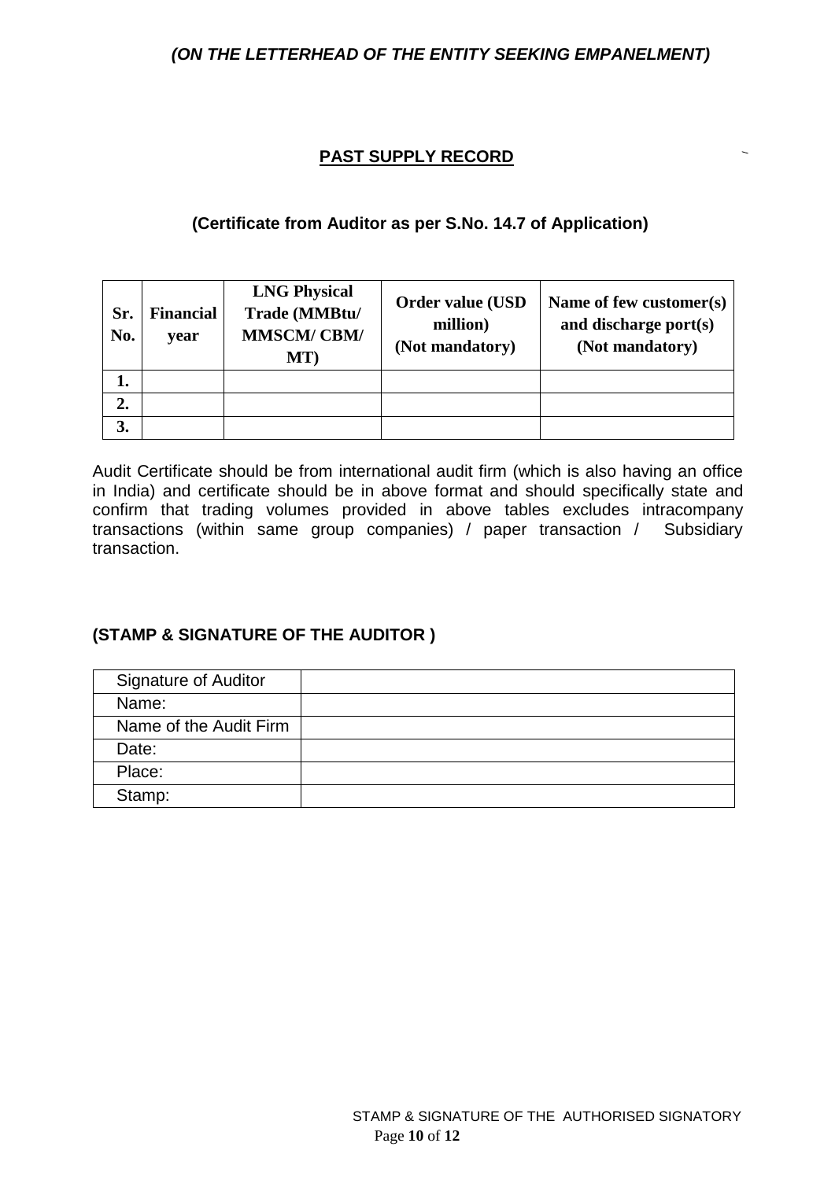*(ON THE LETTERHEAD OF THE ENTITY SEEKING EMPANELMENT)*

## PAST SUPPLY RECORD

### (Certificate from Auditor as per S.No. 14.7 of Application)

| Sr. No. | Financial year | LNG Physical Trade (MMBtu/ MMSCM/ CBM/ MT) | Order value (USD million) (Not mandatory) | Name of few customer(s) and discharge port(s) (Not mandatory) |
|---|---|---|---|---|
| 1. | | | | |
| 2. | | | | |
| 3. | | | | |

Audit Certificate should be from international audit firm (which is also having an office in India) and certificate should be in above format and should specifically state and confirm that trading volumes provided in above tables excludes intracompany transactions (within same group companies) / paper transaction / Subsidiary transaction.

**(STAMP & SIGNATURE OF THE AUDITOR )**

| Signature of Auditor | |
|---|---|
| Name: | |
| Name of the Audit Firm | |
| Date: | |
| Place: | |
| Stamp: | |

STAMP & SIGNATURE OF THE AUTHORISED SIGNATORY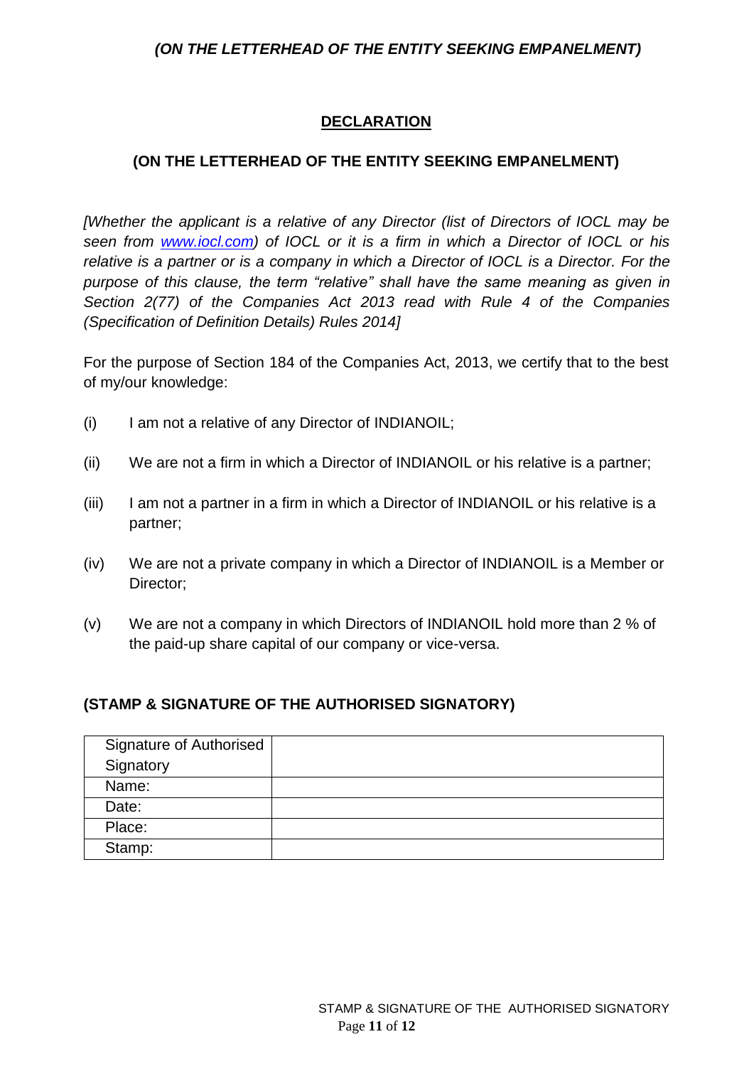***(ON THE LETTERHEAD OF THE ENTITY SEEKING EMPANELMENT)***

## DECLARATION

**(ON THE LETTERHEAD OF THE ENTITY SEEKING EMPANELMENT)**

*[Whether the applicant is a relative of any Director (list of Directors of IOCL may be seen from www.iocl.com) of IOCL or it is a firm in which a Director of IOCL or his relative is a partner or is a company in which a Director of IOCL is a Director. For the purpose of this clause, the term "relative" shall have the same meaning as given in Section 2(77) of the Companies Act 2013 read with Rule 4 of the Companies (Specification of Definition Details) Rules 2014]*

For the purpose of Section 184 of the Companies Act, 2013, we certify that to the best of my/our knowledge:

(i) I am not a relative of any Director of INDIANOIL;

(ii) We are not a firm in which a Director of INDIANOIL or his relative is a partner;

(iii) I am not a partner in a firm in which a Director of INDIANOIL or his relative is a partner;

(iv) We are not a private company in which a Director of INDIANOIL is a Member or Director;

(v) We are not a company in which Directors of INDIANOIL hold more than 2 % of the paid-up share capital of our company or vice-versa.

**(STAMP & SIGNATURE OF THE AUTHORISED SIGNATORY)**

| Signature of Authorised Signatory | |
|---|---|
| Name: | |
| Date: | |
| Place: | |
| Stamp: | |

STAMP & SIGNATURE OF THE AUTHORISED SIGNATORY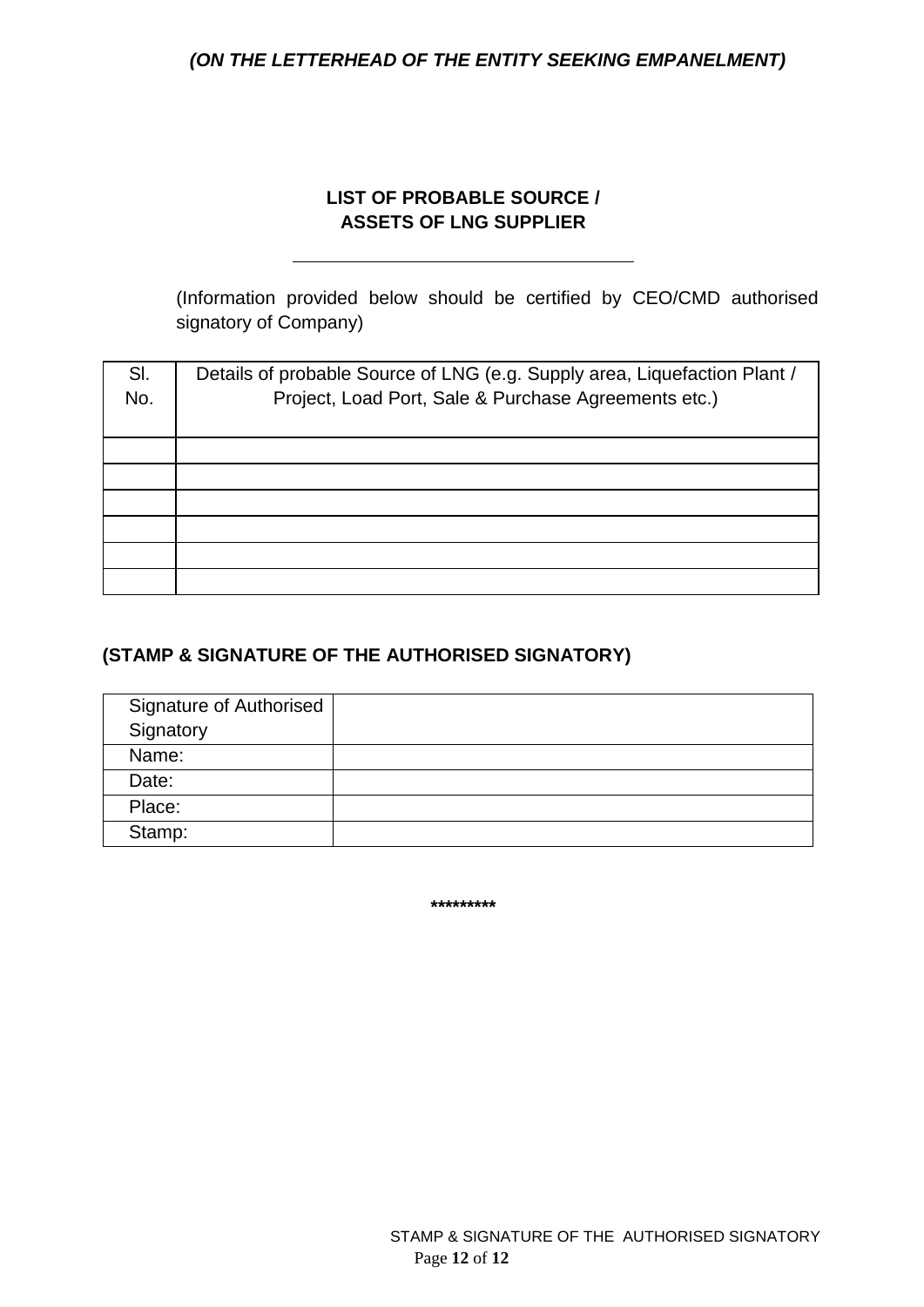***(ON THE LETTERHEAD OF THE ENTITY SEEKING EMPANELMENT)***

## LIST OF PROBABLE SOURCE / ASSETS OF LNG SUPPLIER

(Information provided below should be certified by CEO/CMD authorised signatory of Company)

| Sl. No. | Details of probable Source of LNG (e.g. Supply area, Liquefaction Plant / Project, Load Port, Sale & Purchase Agreements etc.) |
|---|---|
| | |
| | |
| | |
| | |
| | |
| | |

**(STAMP & SIGNATURE OF THE AUTHORISED SIGNATORY)**

| | |
|---|---|
| Signature of Authorised Signatory | |
| Name: | |
| Date: | |
| Place: | |
| Stamp: | |

**\*\*\*\*\*\*\*\*\***

STAMP & SIGNATURE OF THE AUTHORISED SIGNATORY